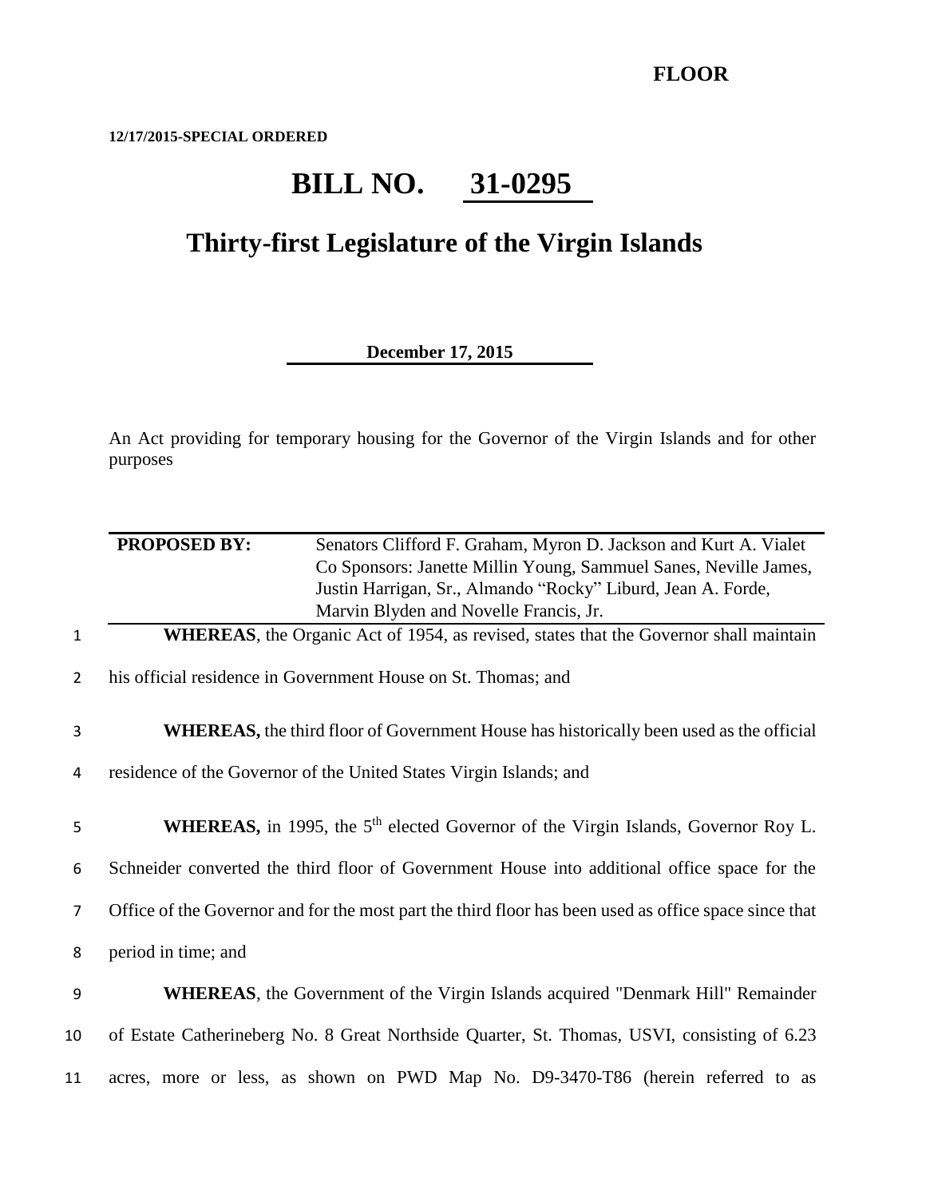**FLOOR**

**12/17/2015-SPECIAL ORDERED**

# BILL NO. 31-0295

## Thirty-first Legislature of the Virgin Islands

**December 17, 2015**

An Act providing for temporary housing for the Governor of the Virgin Islands and for other purposes

| **PROPOSED BY:** | Senators Clifford F. Graham, Myron D. Jackson and Kurt A. Vialet<br>Co Sponsors: Janette Millin Young, Sammuel Sanes, Neville James, Justin Harrigan, Sr., Almando "Rocky" Liburd, Jean A. Forde, Marvin Blyden and Novelle Francis, Jr. |
|---|---|

**WHEREAS**, the Organic Act of 1954, as revised, states that the Governor shall maintain his official residence in Government House on St. Thomas; and

**WHEREAS,** the third floor of Government House has historically been used as the official residence of the Governor of the United States Virgin Islands; and

**WHEREAS,** in 1995, the 5th elected Governor of the Virgin Islands, Governor Roy L. Schneider converted the third floor of Government House into additional office space for the Office of the Governor and for the most part the third floor has been used as office space since that period in time; and

**WHEREAS**, the Government of the Virgin Islands acquired "Denmark Hill" Remainder of Estate Catherineberg No. 8 Great Northside Quarter, St. Thomas, USVI, consisting of 6.23 acres, more or less, as shown on PWD Map No. D9-3470-T86 (herein referred to as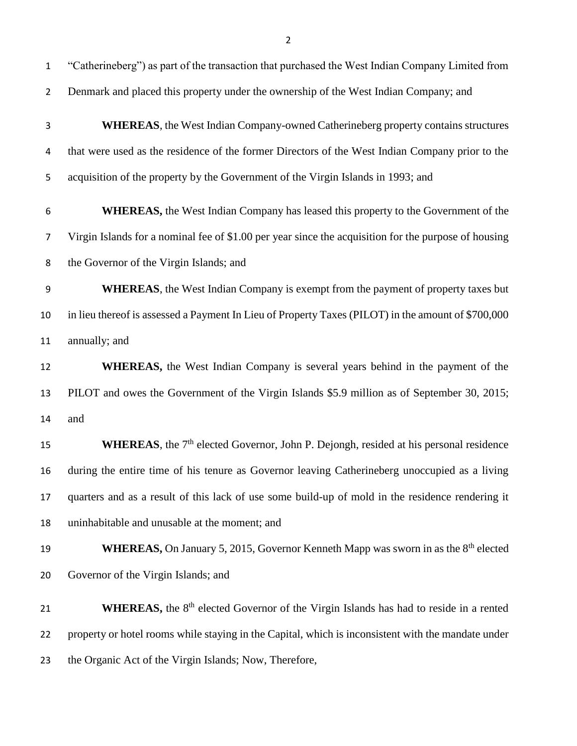"Catherineberg") as part of the transaction that purchased the West Indian Company Limited from Denmark and placed this property under the ownership of the West Indian Company; and

**WHEREAS**, the West Indian Company-owned Catherineberg property contains structures that were used as the residence of the former Directors of the West Indian Company prior to the acquisition of the property by the Government of the Virgin Islands in 1993; and

**WHEREAS,** the West Indian Company has leased this property to the Government of the Virgin Islands for a nominal fee of $1.00 per year since the acquisition for the purpose of housing the Governor of the Virgin Islands; and

**WHEREAS**, the West Indian Company is exempt from the payment of property taxes but in lieu thereof is assessed a Payment In Lieu of Property Taxes (PILOT) in the amount of $700,000 annually; and

**WHEREAS,** the West Indian Company is several years behind in the payment of the PILOT and owes the Government of the Virgin Islands $5.9 million as of September 30, 2015; and

**WHEREAS**, the 7th elected Governor, John P. Dejongh, resided at his personal residence during the entire time of his tenure as Governor leaving Catherineberg unoccupied as a living quarters and as a result of this lack of use some build-up of mold in the residence rendering it uninhabitable and unusable at the moment; and

**WHEREAS,** On January 5, 2015, Governor Kenneth Mapp was sworn in as the 8th elected Governor of the Virgin Islands; and

**WHEREAS,** the 8th elected Governor of the Virgin Islands has had to reside in a rented property or hotel rooms while staying in the Capital, which is inconsistent with the mandate under the Organic Act of the Virgin Islands; Now, Therefore,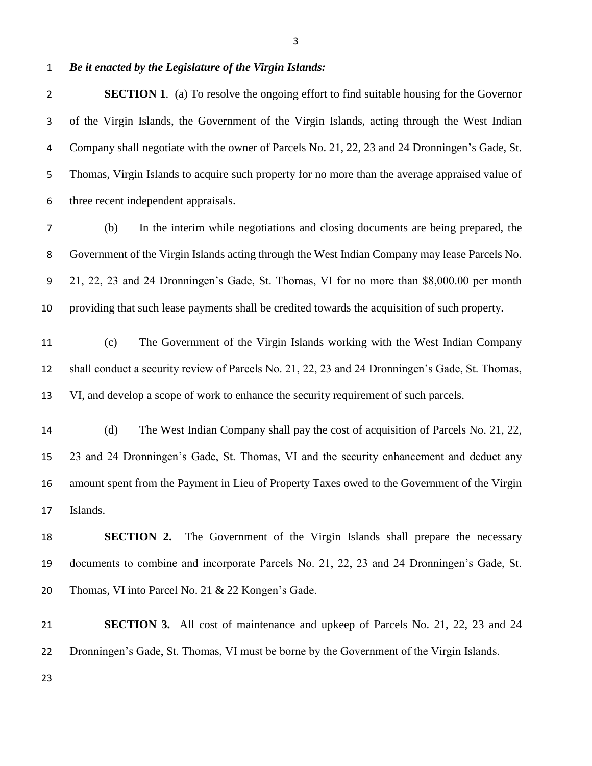***Be it enacted by the Legislature of the Virgin Islands:***

**SECTION 1**. (a) To resolve the ongoing effort to find suitable housing for the Governor of the Virgin Islands, the Government of the Virgin Islands, acting through the West Indian Company shall negotiate with the owner of Parcels No. 21, 22, 23 and 24 Dronningen's Gade, St. Thomas, Virgin Islands to acquire such property for no more than the average appraised value of three recent independent appraisals.

(b) In the interim while negotiations and closing documents are being prepared, the Government of the Virgin Islands acting through the West Indian Company may lease Parcels No. 21, 22, 23 and 24 Dronningen's Gade, St. Thomas, VI for no more than $8,000.00 per month providing that such lease payments shall be credited towards the acquisition of such property.

(c) The Government of the Virgin Islands working with the West Indian Company shall conduct a security review of Parcels No. 21, 22, 23 and 24 Dronningen's Gade, St. Thomas, VI, and develop a scope of work to enhance the security requirement of such parcels.

(d) The West Indian Company shall pay the cost of acquisition of Parcels No. 21, 22, 23 and 24 Dronningen's Gade, St. Thomas, VI and the security enhancement and deduct any amount spent from the Payment in Lieu of Property Taxes owed to the Government of the Virgin Islands.

**SECTION 2.** The Government of the Virgin Islands shall prepare the necessary documents to combine and incorporate Parcels No. 21, 22, 23 and 24 Dronningen's Gade, St. Thomas, VI into Parcel No. 21 & 22 Kongen's Gade.

**SECTION 3.** All cost of maintenance and upkeep of Parcels No. 21, 22, 23 and 24 Dronningen's Gade, St. Thomas, VI must be borne by the Government of the Virgin Islands.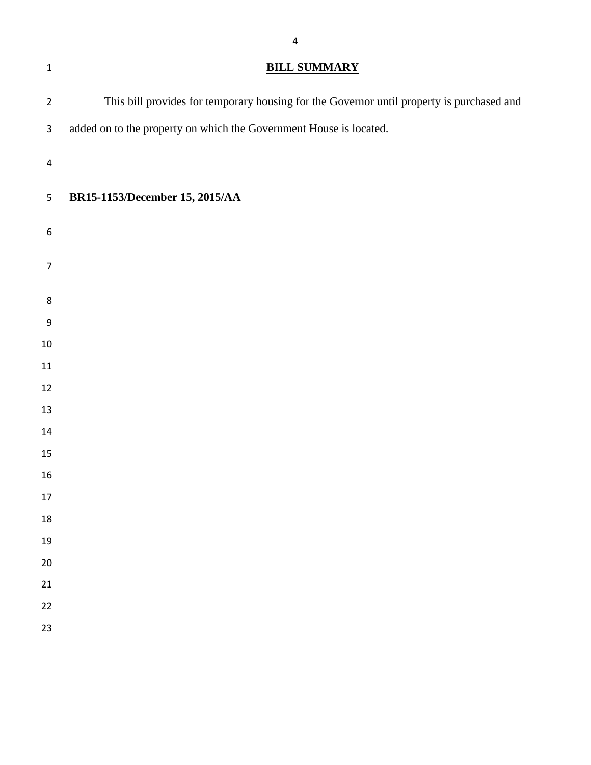**BILL SUMMARY**

This bill provides for temporary housing for the Governor until property is purchased and added on to the property on which the Government House is located.

**BR15-1153/December 15, 2015/AA**